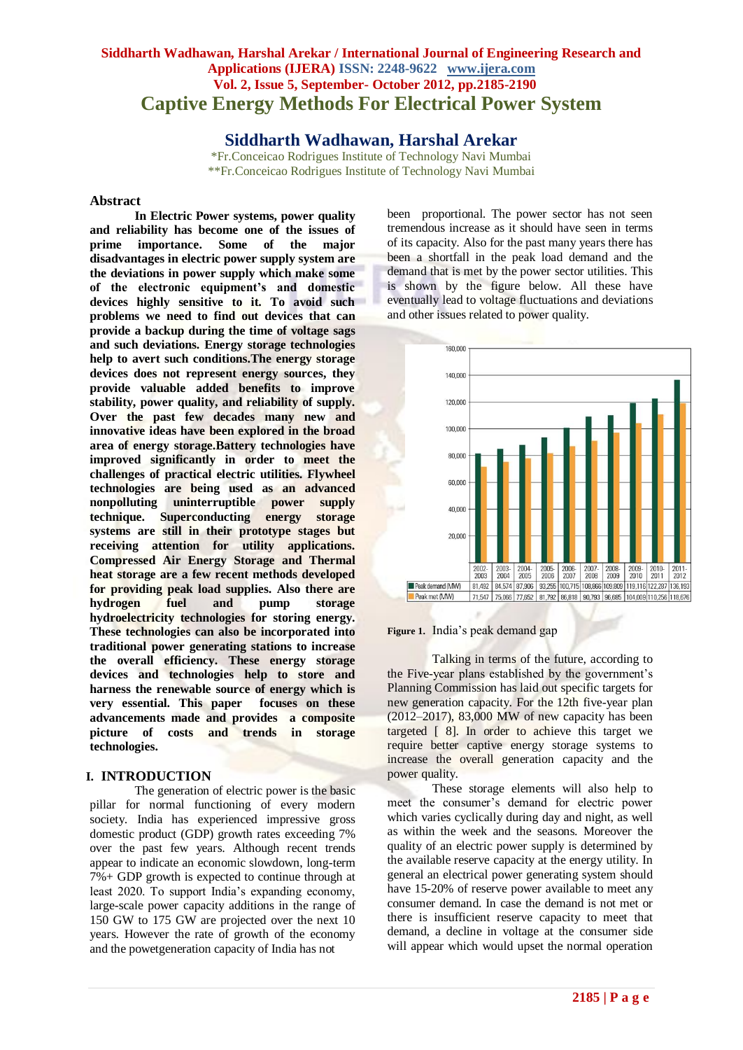# Captive Energy Methods For Electrical Power System

## Siddharth Wadhawan, Harshal Arekar

*Fr.Conceicao Rodrigues Institute of Technology Navi Mumbai
**Fr.Conceicao Rodrigues Institute of Technology Navi Mumbai

### Abstract

**In Electric Power systems, power quality and reliability has become one of the issues of prime importance. Some of the major disadvantages in electric power supply system are the deviations in power supply which make some of the electronic equipment's and domestic devices highly sensitive to it. To avoid such problems we need to find out devices that can provide a backup during the time of voltage sags and such deviations. Energy storage technologies help to avert such conditions.The energy storage devices does not represent energy sources, they provide valuable added benefits to improve stability, power quality, and reliability of supply. Over the past few decades many new and innovative ideas have been explored in the broad area of energy storage.Battery technologies have improved significantly in order to meet the challenges of practical electric utilities. Flywheel technologies are being used as an advanced nonpolluting uninterruptible power supply technique. Superconducting energy storage systems are still in their prototype stages but receiving attention for utility applications. Compressed Air Energy Storage and Thermal heat storage are a few recent methods developed for providing peak load supplies. Also there are hydrogen fuel and pump storage hydroelectricity technologies for storing energy. These technologies can also be incorporated into traditional power generating stations to increase the overall efficiency. These energy storage devices and technologies help to store and harness the renewable source of energy which is very essential. This paper focuses on these advancements made and provides a composite picture of costs and trends in storage technologies.**

### I. INTRODUCTION

The generation of electric power is the basic pillar for normal functioning of every modern society. India has experienced impressive gross domestic product (GDP) growth rates exceeding 7% over the past few years. Although recent trends appear to indicate an economic slowdown, long-term 7%+ GDP growth is expected to continue through at least 2020. To support India's expanding economy, large-scale power capacity additions in the range of 150 GW to 175 GW are projected over the next 10 years. However the rate of growth of the economy and the powetgeneration capacity of India has not been proportional. The power sector has not seen tremendous increase as it should have seen in terms of its capacity. Also for the past many years there has been a shortfall in the peak load demand and the demand that is met by the power sector utilities. This is shown by the figure below. All these have eventually lead to voltage fluctuations and deviations and other issues related to power quality.

| | 2002-2003 | 2003-2004 | 2004-2005 | 2005-2006 | 2006-2007 | 2007-2008 | 2008-2009 | 2009-2010 | 2010-2011 | 2011-2012 |
|---|---|---|---|---|---|---|---|---|---|---|
| Peak demand (MW) | 81,492 | 84,574 | 87,906 | 93,255 | 100,715 | 108,866 | 109,809 | 119,116 | 122,287 | 136,193 |
| Peak met (MW) | 71,547 | 75,066 | 77,652 | 81,792 | 86,818 | 90,793 | 96,685 | 104,009 | 110,256 | 118,676 |

**Figure 1.** India's peak demand gap

Talking in terms of the future, according to the Five-year plans established by the government's Planning Commission has laid out specific targets for new generation capacity. For the 12th five-year plan (2012–2017), 83,000 MW of new capacity has been targeted [ 8]. In order to achieve this target we require better captive energy storage systems to increase the overall generation capacity and the power quality.

These storage elements will also help to meet the consumer's demand for electric power which varies cyclically during day and night, as well as within the week and the seasons. Moreover the quality of an electric power supply is determined by the available reserve capacity at the energy utility. In general an electrical power generating system should have 15-20% of reserve power available to meet any consumer demand. In case the demand is not met or there is insufficient reserve capacity to meet that demand, a decline in voltage at the consumer side will appear which would upset the normal operation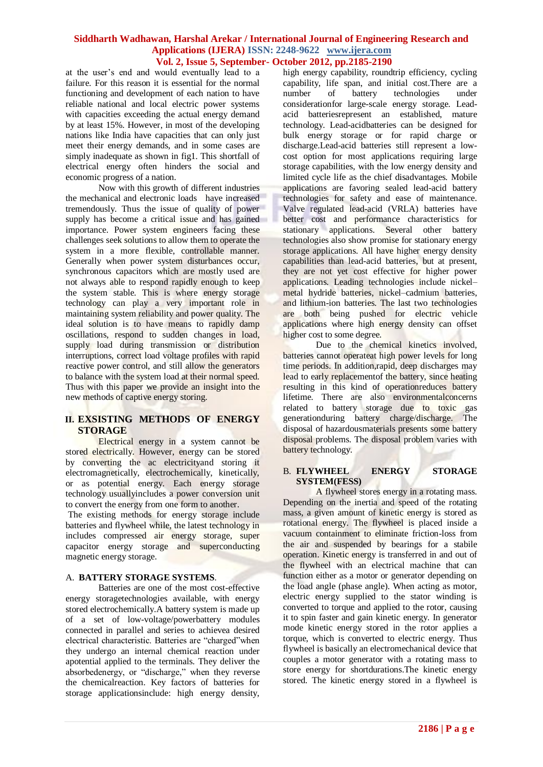at the user's end and would eventually lead to a failure. For this reason it is essential for the normal functioning and development of each nation to have reliable national and local electric power systems with capacities exceeding the actual energy demand by at least 15%. However, in most of the developing nations like India have capacities that can only just meet their energy demands, and in some cases are simply inadequate as shown in fig1. This shortfall of electrical energy often hinders the social and economic progress of a nation.

Now with this growth of different industries the mechanical and electronic loads have increased tremendously. Thus the issue of quality of power supply has become a critical issue and has gained importance. Power system engineers facing these challenges seek solutions to allow them to operate the system in a more flexible, controllable manner. Generally when power system disturbances occur, synchronous capacitors which are mostly used are not always able to respond rapidly enough to keep the system stable. This is where energy storage technology can play a very important role in maintaining system reliability and power quality. The ideal solution is to have means to rapidly damp oscillations, respond to sudden changes in load, supply load during transmission or distribution interruptions, correct load voltage profiles with rapid reactive power control, and still allow the generators to balance with the system load at their normal speed. Thus with this paper we provide an insight into the new methods of captive energy storing.

## II. EXISITING METHODS OF ENERGY STORAGE

Electrical energy in a system cannot be stored electrically. However, energy can be stored by converting the ac electricityand storing it electromagnetically, electrochemically, kinetically, or as potential energy. Each energy storage technology usuallyincludes a power conversion unit to convert the energy from one form to another.

The existing methods for energy storage include batteries and flywheel while, the latest technology in includes compressed air energy storage, super capacitor energy storage and superconducting magnetic energy storage.

### A. BATTERY STORAGE SYSTEMS.

Batteries are one of the most cost-effective energy storagetechnologies available, with energy stored electrochemically.A battery system is made up of a set of low-voltage/powerbattery modules connected in parallel and series to achievea desired electrical characteristic. Batteries are "charged"when they undergo an internal chemical reaction under apotential applied to the terminals. They deliver the absorbedenergy, or "discharge," when they reverse the chemicalreaction. Key factors of batteries for storage applicationsinclude: high energy density, high energy capability, roundtrip efficiency, cycling capability, life span, and initial cost.There are a number of battery technologies under considerationfor large-scale energy storage. Lead-acid batteriesrepresent an established, mature technology. Lead-acidbatteries can be designed for bulk energy storage or for rapid charge or discharge.Lead-acid batteries still represent a low-cost option for most applications requiring large storage capabilities, with the low energy density and limited cycle life as the chief disadvantages. Mobile applications are favoring sealed lead-acid battery technologies for safety and ease of maintenance. Valve regulated lead-acid (VRLA) batteries have better cost and performance characteristics for stationary applications. Several other battery technologies also show promise for stationary energy storage applications. All have higher energy density capabilities than lead-acid batteries, but at present, they are not yet cost effective for higher power applications. Leading technologies include nickel–metal hydride batteries, nickel–cadmium batteries, and lithium-ion batteries. The last two technologies are both being pushed for electric vehicle applications where high energy density can offset higher cost to some degree.

Due to the chemical kinetics involved, batteries cannot operateat high power levels for long time periods. In addition,rapid, deep discharges may lead to early replacementof the battery, since heating resulting in this kind of operationreduces battery lifetime. There are also environmentalconcerns related to battery storage due to toxic gas generationduring battery charge/discharge. The disposal of hazardousmaterials presents some battery disposal problems. The disposal problem varies with battery technology.

### B. FLYWHEEL ENERGY STORAGE SYSTEM(FESS)

A flywheel stores energy in a rotating mass. Depending on the inertia and speed of the rotating mass, a given amount of kinetic energy is stored as rotational energy. The flywheel is placed inside a vacuum containment to eliminate friction-loss from the air and suspended by bearings for a stabile operation. Kinetic energy is transferred in and out of the flywheel with an electrical machine that can function either as a motor or generator depending on the load angle (phase angle). When acting as motor, electric energy supplied to the stator winding is converted to torque and applied to the rotor, causing it to spin faster and gain kinetic energy. In generator mode kinetic energy stored in the rotor applies a torque, which is converted to electric energy. Thus flywheel is basically an electromechanical device that couples a motor generator with a rotating mass to store energy for shortdurations.The kinetic energy stored. The kinetic energy stored in a flywheel is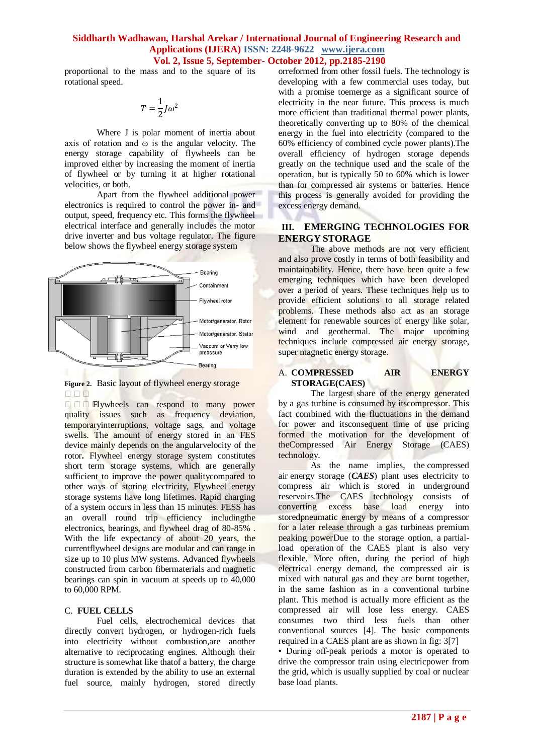proportional to the mass and to the square of its rotational speed.

$$T = \frac{1}{2}J\omega^2$$

Where J is polar moment of inertia about axis of rotation and ω is the angular velocity. The energy storage capability of flywheels can be improved either by increasing the moment of inertia of flywheel or by turning it at higher rotational velocities, or both.

Apart from the flywheel additional power electronics is required to control the power in- and output, speed, frequency etc. This forms the flywheel electrical interface and generally includes the motor drive inverter and bus voltage regulator. The figure below shows the flywheel energy storage system

Bearing
Containment
Flywheel rotor
Motor/generator. Rotor
Motor/generator. Stator
Vaccum or Verry low preassure
Bearing

**Figure 2.** Basic layout of flywheel energy storage

Flywheels can respond to many power quality issues such as frequency deviation, temporaryinterruptions, voltage sags, and voltage swells. The amount of energy stored in an FES device mainly depends on the angularvelocity of the rotor**.** Flywheel energy storage system constitutes short term storage systems, which are generally sufficient to improve the power qualitycompared to other ways of storing electricity, Flywheel energy storage systems have long lifetimes. Rapid charging of a system occurs in less than 15 minutes. FESS has an overall round trip efficiency includingthe electronics, bearings, and flywheel drag of 80-85% . With the life expectancy of about 20 years, the currentflywheel designs are modular and can range in size up to 10 plus MW systems. Advanced flywheels constructed from carbon fibermaterials and magnetic bearings can spin in vacuum at speeds up to 40,000 to 60,000 RPM.

### C. FUEL CELLS

Fuel cells, electrochemical devices that directly convert hydrogen, or hydrogen-rich fuels into electricity without combustion,are another alternative to reciprocating engines. Although their structure is somewhat like thatof a battery, the charge duration is extended by the ability to use an external fuel source, mainly hydrogen, stored directly orreformed from other fossil fuels. The technology is developing with a few commercial uses today, but with a promise toemerge as a significant source of electricity in the near future. This process is much more efficient than traditional thermal power plants, theoretically converting up to 80% of the chemical energy in the fuel into electricity (compared to the 60% efficiency of combined cycle power plants).The overall efficiency of hydrogen storage depends greatly on the technique used and the scale of the operation, but is typically 50 to 60% which is lower than for compressed air systems or batteries. Hence this process is generally avoided for providing the excess energy demand.

## III. EMERGING TECHNOLOGIES FOR ENERGY STORAGE

The above methods are not very efficient and also prove costly in terms of both feasibility and maintainability. Hence, there have been quite a few emerging techniques which have been developed over a period of years. These techniques help us to provide efficient solutions to all storage related problems. These methods also act as an storage element for renewable sources of energy like solar, wind and geothermal. The major upcoming techniques include compressed air energy storage, super magnetic energy storage.

### A. COMPRESSED AIR ENERGY STORAGE(CAES)

The largest share of the energy generated by a gas turbine is consumed by itscompressor. This fact combined with the fluctuations in the demand for and itsconsequent time of use pricing formed the motivation for the development of theCompressed Air Energy Storage (CAES) technology.

As the name implies, the compressed air energy storage (***CAES***) plant uses electricity to compress air which is stored in underground reservoirs.The CAES technology consists of converting excess base load energy into storedpneumatic energy by means of a compressor for a later release through a gas turbineas premium peaking powerDue to the storage option, a partial-load operation of the CAES plant is also very flexible. More often, during the period of high electrical energy demand, the compressed air is mixed with natural gas and they are burnt together, in the same fashion as in a conventional turbine plant. This method is actually more efficient as the compressed air will lose less energy. CAES consumes two third less fuels than other conventional sources [4]. The basic components required in a CAES plant are as shown in fig: 3[7]

- During off-peak periods a motor is operated to drive the compressor train using electricpower from the grid, which is usually supplied by coal or nuclear base load plants.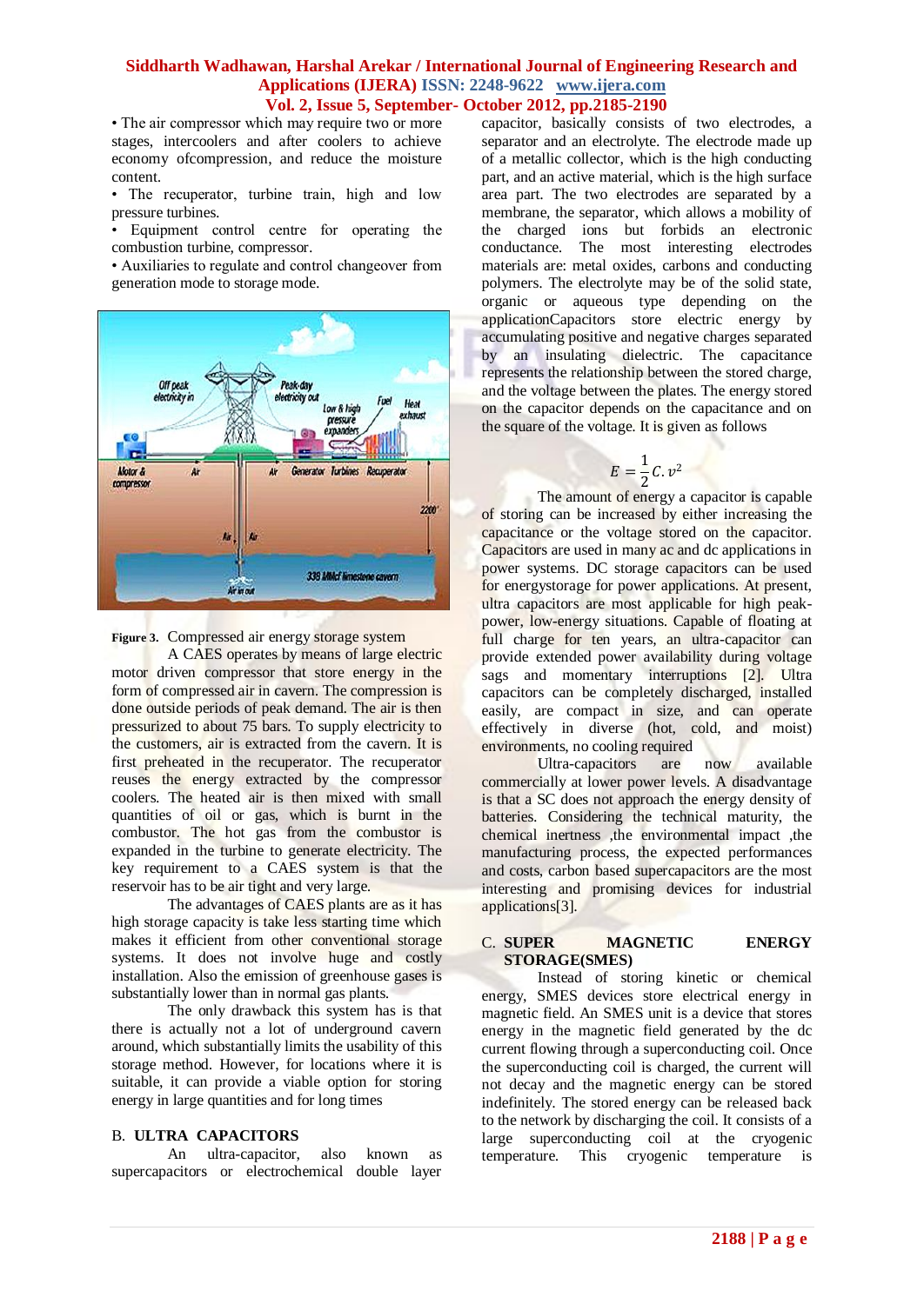- The air compressor which may require two or more stages, intercoolers and after coolers to achieve economy ofcompression, and reduce the moisture content.
- The recuperator, turbine train, high and low pressure turbines.
- Equipment control centre for operating the combustion turbine, compressor.
- Auxiliaries to regulate and control changeover from generation mode to storage mode.

**Figure 3.** Compressed air energy storage system

A CAES operates by means of large electric motor driven compressor that store energy in the form of compressed air in cavern. The compression is done outside periods of peak demand. The air is then pressurized to about 75 bars. To supply electricity to the customers, air is extracted from the cavern. It is first preheated in the recuperator. The recuperator reuses the energy extracted by the compressor coolers. The heated air is then mixed with small quantities of oil or gas, which is burnt in the combustor. The hot gas from the combustor is expanded in the turbine to generate electricity. The key requirement to a CAES system is that the reservoir has to be air tight and very large.

The advantages of CAES plants are as it has high storage capacity is take less starting time which makes it efficient from other conventional storage systems. It does not involve huge and costly installation. Also the emission of greenhouse gases is substantially lower than in normal gas plants.

The only drawback this system has is that there is actually not a lot of underground cavern around, which substantially limits the usability of this storage method. However, for locations where it is suitable, it can provide a viable option for storing energy in large quantities and for long times

## B. ULTRA CAPACITORS

An ultra-capacitor, also known as supercapacitors or electrochemical double layer capacitor, basically consists of two electrodes, a separator and an electrolyte. The electrode made up of a metallic collector, which is the high conducting part, and an active material, which is the high surface area part. The two electrodes are separated by a membrane, the separator, which allows a mobility of the charged ions but forbids an electronic conductance. The most interesting electrodes materials are: metal oxides, carbons and conducting polymers. The electrolyte may be of the solid state, organic or aqueous type depending on the applicationCapacitors store electric energy by accumulating positive and negative charges separated by an insulating dielectric. The capacitance represents the relationship between the stored charge, and the voltage between the plates. The energy stored on the capacitor depends on the capacitance and on the square of the voltage. It is given as follows

$$E = \frac{1}{2}C.v^2$$

The amount of energy a capacitor is capable of storing can be increased by either increasing the capacitance or the voltage stored on the capacitor. Capacitors are used in many ac and dc applications in power systems. DC storage capacitors can be used for energystorage for power applications. At present, ultra capacitors are most applicable for high peak-power, low-energy situations. Capable of floating at full charge for ten years, an ultra-capacitor can provide extended power availability during voltage sags and momentary interruptions [2]. Ultra capacitors can be completely discharged, installed easily, are compact in size, and can operate effectively in diverse (hot, cold, and moist) environments, no cooling required

Ultra-capacitors are now available commercially at lower power levels. A disadvantage is that a SC does not approach the energy density of batteries. Considering the technical maturity, the chemical inertness ,the environmental impact ,the manufacturing process, the expected performances and costs, carbon based supercapacitors are the most interesting and promising devices for industrial applications[3].

## C. SUPER MAGNETIC ENERGY STORAGE(SMES)

Instead of storing kinetic or chemical energy, SMES devices store electrical energy in magnetic field. An SMES unit is a device that stores energy in the magnetic field generated by the dc current flowing through a superconducting coil. Once the superconducting coil is charged, the current will not decay and the magnetic energy can be stored indefinitely. The stored energy can be released back to the network by discharging the coil. It consists of a large superconducting coil at the cryogenic temperature. This cryogenic temperature is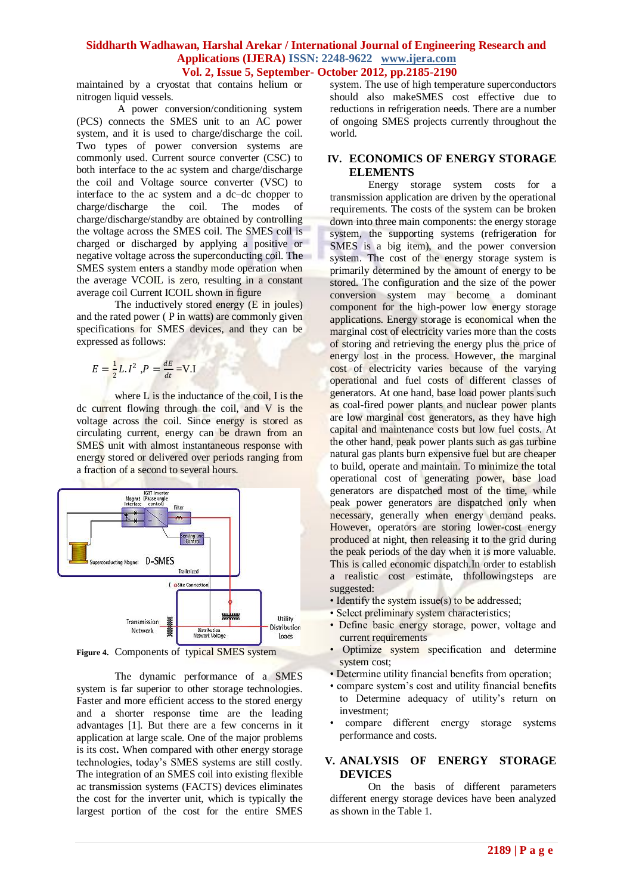maintained by a cryostat that contains helium or nitrogen liquid vessels.

A power conversion/conditioning system (PCS) connects the SMES unit to an AC power system, and it is used to charge/discharge the coil. Two types of power conversion systems are commonly used. Current source converter (CSC) to both interface to the ac system and charge/discharge the coil and Voltage source converter (VSC) to interface to the ac system and a dc–dc chopper to charge/discharge the coil. The modes of charge/discharge/standby are obtained by controlling the voltage across the SMES coil. The SMES coil is charged or discharged by applying a positive or negative voltage across the superconducting coil. The SMES system enters a standby mode operation when the average VCOIL is zero, resulting in a constant average coil Current ICOIL shown in figure

The inductively stored energy (E in joules) and the rated power ( P in watts) are commonly given specifications for SMES devices, and they can be expressed as follows:

$$E = \frac{1}{2}L.I^2 , P = \frac{dE}{dt} = V.I$$

where L is the inductance of the coil, I is the dc current flowing through the coil, and V is the voltage across the coil. Since energy is stored as circulating current, energy can be drawn from an SMES unit with almost instantaneous response with energy stored or delivered over periods ranging from a fraction of a second to several hours.

**Figure 4.** Components of typical SMES system

The dynamic performance of a SMES system is far superior to other storage technologies. Faster and more efficient access to the stored energy and a shorter response time are the leading advantages [1]. But there are a few concerns in it application at large scale. One of the major problems is its cost**.** When compared with other energy storage technologies, today's SMES systems are still costly. The integration of an SMES coil into existing flexible ac transmission systems (FACTS) devices eliminates the cost for the inverter unit, which is typically the largest portion of the cost for the entire SMES system. The use of high temperature superconductors should also makeSMES cost effective due to reductions in refrigeration needs. There are a number of ongoing SMES projects currently throughout the world.

## IV. ECONOMICS OF ENERGY STORAGE ELEMENTS

Energy storage system costs for a transmission application are driven by the operational requirements. The costs of the system can be broken down into three main components: the energy storage system, the supporting systems (refrigeration for SMES is a big item), and the power conversion system. The cost of the energy storage system is primarily determined by the amount of energy to be stored. The configuration and the size of the power conversion system may become a dominant component for the high-power low energy storage applications. Energy storage is economical when the marginal cost of electricity varies more than the costs of storing and retrieving the energy plus the price of energy lost in the process. However, the marginal cost of electricity varies because of the varying operational and fuel costs of different classes of generators. At one hand, base load power plants such as coal-fired power plants and nuclear power plants are low marginal cost generators, as they have high capital and maintenance costs but low fuel costs. At the other hand, peak power plants such as gas turbine natural gas plants burn expensive fuel but are cheaper to build, operate and maintain. To minimize the total operational cost of generating power, base load generators are dispatched most of the time, while peak power generators are dispatched only when necessary, generally when energy demand peaks. However, operators are storing lower-cost energy produced at night, then releasing it to the grid during the peak periods of the day when it is more valuable. This is called economic dispatch.In order to establish a realistic cost estimate, thfollowingsteps are suggested:

- Identify the system issue(s) to be addressed;
- Select preliminary system characteristics;
- Define basic energy storage, power, voltage and current requirements
- Optimize system specification and determine system cost;
- Determine utility financial benefits from operation;
- compare system's cost and utility financial benefits to Determine adequacy of utility's return on investment;
- compare different energy storage systems performance and costs.

## V. ANALYSIS OF ENERGY STORAGE DEVICES

On the basis of different parameters different energy storage devices have been analyzed as shown in the Table 1.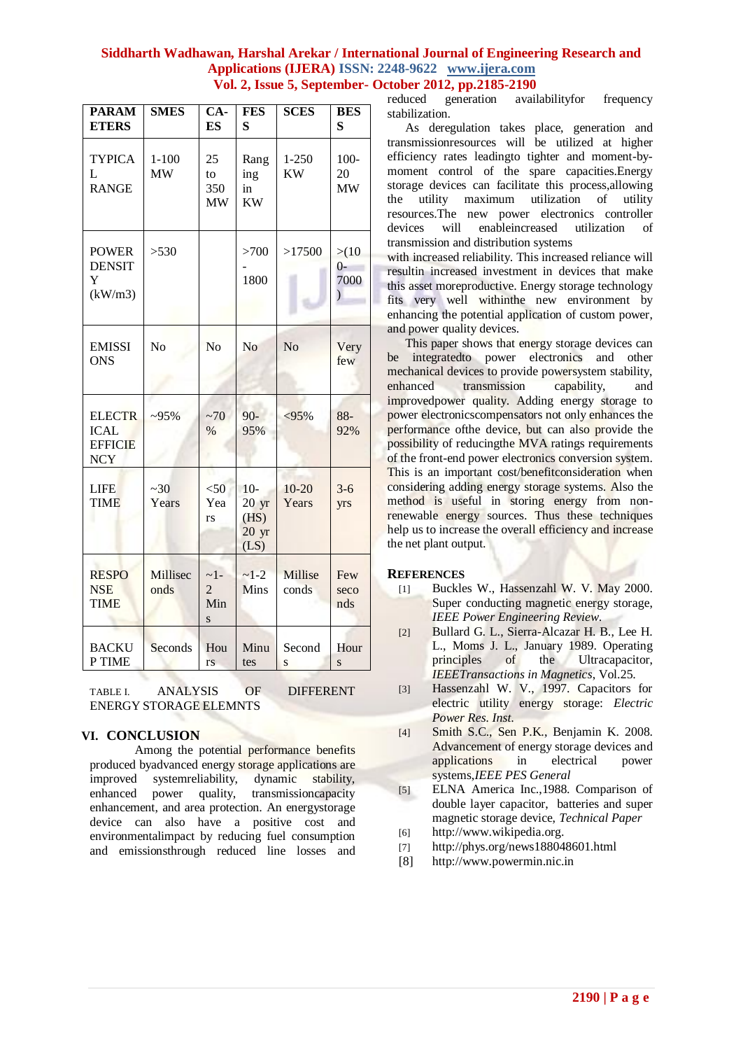| PARAMETERS | SMES | CA-ES | FESS | SCES | BESS |
|---|---|---|---|---|---|
| TYPICAL RANGE | 1-100 MW | 25 to 350 MW | Ranging in KW | 1-250 KW | 100-20 MW |
| POWER DENSITY (kW/m3) | >530 | | >700 - 1800 | >17500 | >(100-7000) |
| EMISSIONS | No | No | No | No | Very few |
| ELECTRICAL EFFICIENCY | ~95% | ~70 % | 90-95% | <95% | 88-92% |
| LIFE TIME | ~30 Years | <50 Years | 10-20 yr (HS) 20 yr (LS) | 10-20 Years | 3-6 yrs |
| RESPONSE TIME | Milliseconds | ~1-2 Mins | ~1-2 Mins | Milliseconds | Few seconds |
| BACKUP TIME | Seconds | Hours | Minutes | Seconds | Hours |

TABLE I. ANALYSIS OF DIFFERENT ENERGY STORAGE ELEMNTS

## VI. CONCLUSION

Among the potential performance benefits produced byadvanced energy storage applications are improved systemreliability, dynamic stability, enhanced power quality, transmissioncapacity enhancement, and area protection. An energystorage device can also have a positive cost and environmentalimpact by reducing fuel consumption and emissionsthrough reduced line losses and reduced generation availabilityfor frequency stabilization.

As deregulation takes place, generation and transmissionresources will be utilized at higher efficiency rates leadingto tighter and moment-by-moment control of the spare capacities.Energy storage devices can facilitate this process,allowing the utility maximum utilization of utility resources.The new power electronics controller devices will enableincreased utilization of transmission and distribution systems with increased reliability. This increased reliance will resultin increased investment in devices that make this asset moreproductive. Energy storage technology fits very well withinthe new environment by enhancing the potential application of custom power, and power quality devices.

This paper shows that energy storage devices can be integratedto power electronics and other mechanical devices to provide powersystem stability, enhanced transmission capability, and improvedpower quality. Adding energy storage to power electronicscompensators not only enhances the performance ofthe device, but can also provide the possibility of reducingthe MVA ratings requirements of the front-end power electronics conversion system. This is an important cost/benefitconsideration when considering adding energy storage systems. Also the method is useful in storing energy from non-renewable energy sources. Thus these techniques help us to increase the overall efficiency and increase the net plant output.

## REFERENCES

[1] Buckles W., Hassenzahl W. V. May 2000. Super conducting magnetic energy storage, *IEEE Power Engineering Review.*

[2] Bullard G. L., Sierra-Alcazar H. B., Lee H. L., Moms J. L., January 1989. Operating principles of the Ultracapacitor, *IEEETransactions in Magnetics*, Vol.25.

[3] Hassenzahl W. V., 1997. Capacitors for electric utility energy storage: *Electric Power Res. Inst.*

[4] Smith S.C., Sen P.K., Benjamin K. 2008. Advancement of energy storage devices and applications in electrical power systems,*IEEE PES General*

[5] ELNA America Inc.,1988. Comparison of double layer capacitor, batteries and super magnetic storage device, *Technical Paper*

[6] http://www.wikipedia.org.

[7] http://phys.org/news188048601.html

[8] http://www.powermin.nic.in